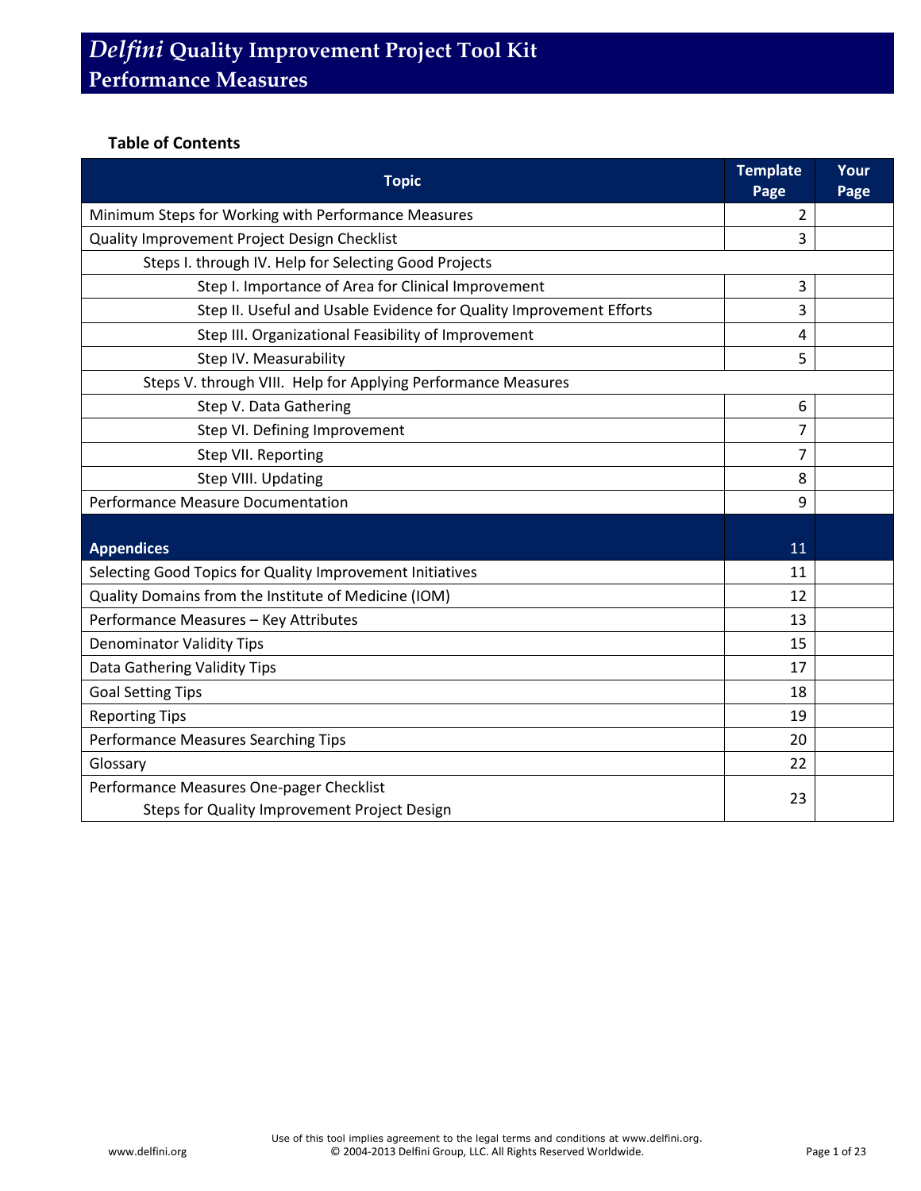# *Delfini* Quality Improvement Project Tool Kit
## Performance Measures

**Table of Contents**

| Topic | Template Page | Your Page |
|---|---|---|
| Minimum Steps for Working with Performance Measures | 2 | |
| Quality Improvement Project Design Checklist | 3 | |
| Steps I. through IV. Help for Selecting Good Projects | | |
| Step I. Importance of Area for Clinical Improvement | 3 | |
| Step II. Useful and Usable Evidence for Quality Improvement Efforts | 3 | |
| Step III. Organizational Feasibility of Improvement | 4 | |
| Step IV. Measurability | 5 | |
| Steps V. through VIII. Help for Applying Performance Measures | | |
| Step V. Data Gathering | 6 | |
| Step VI. Defining Improvement | 7 | |
| Step VII. Reporting | 7 | |
| Step VIII. Updating | 8 | |
| Performance Measure Documentation | 9 | |
| **Appendices** | 11 | |
| Selecting Good Topics for Quality Improvement Initiatives | 11 | |
| Quality Domains from the Institute of Medicine (IOM) | 12 | |
| Performance Measures – Key Attributes | 13 | |
| Denominator Validity Tips | 15 | |
| Data Gathering Validity Tips | 17 | |
| Goal Setting Tips | 18 | |
| Reporting Tips | 19 | |
| Performance Measures Searching Tips | 20 | |
| Glossary | 22 | |
| Performance Measures One-pager Checklist<br>Steps for Quality Improvement Project Design | 23 | |

Use of this tool implies agreement to the legal terms and conditions at www.delfini.org.
© 2004-2013 Delfini Group, LLC. All Rights Reserved Worldwide.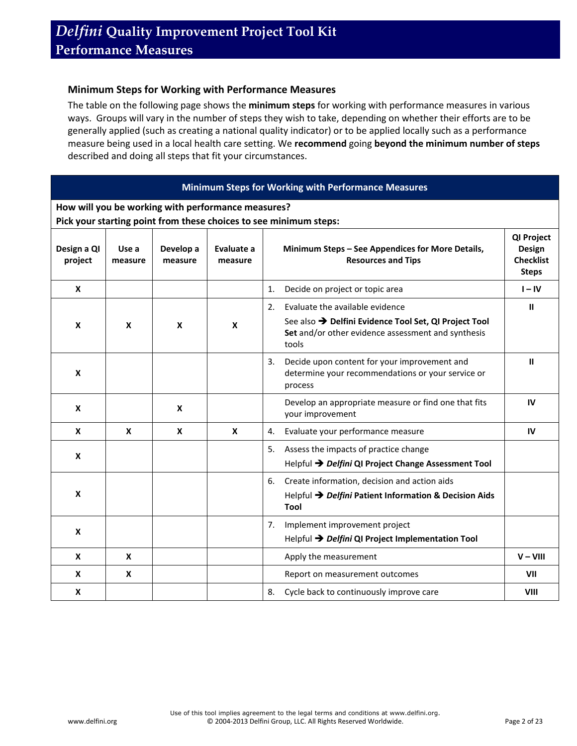# *Delfini* Quality Improvement Project Tool Kit
## Performance Measures

### Minimum Steps for Working with Performance Measures

The table on the following page shows the **minimum steps** for working with performance measures in various ways. Groups will vary in the number of steps they wish to take, depending on whether their efforts are to be generally applied (such as creating a national quality indicator) or to be applied locally such as a performance measure being used in a local health care setting. We **recommend** going **beyond the minimum number of steps** described and doing all steps that fit your circumstances.

**Minimum Steps for Working with Performance Measures**

**How will you be working with performance measures?**
**Pick your starting point from these choices to see minimum steps:**

| Design a QI project | Use a measure | Develop a measure | Evaluate a measure | Minimum Steps – See Appendices for More Details, Resources and Tips | QI Project Design Checklist Steps |
|---|---|---|---|---|---|
| X | | | | 1. Decide on project or topic area | I – IV |
| X | X | X | X | 2. Evaluate the available evidence<br>See also ➔ **Delfini Evidence Tool Set, QI Project Tool Set** and/or other evidence assessment and synthesis tools | II |
| X | | | | 3. Decide upon content for your improvement and determine your recommendations or your service or process | II |
| X | | X | | Develop an appropriate measure or find one that fits your improvement | IV |
| X | X | X | X | 4. Evaluate your performance measure | IV |
| X | | | | 5. Assess the impacts of practice change<br>Helpful ➔ ***Delfini* QI Project Change Assessment Tool** | |
| X | | | | 6. Create information, decision and action aids<br>Helpful ➔ ***Delfini* Patient Information & Decision Aids Tool** | |
| X | | | | 7. Implement improvement project<br>Helpful ➔ ***Delfini* QI Project Implementation Tool** | |
| X | X | | | Apply the measurement | V – VIII |
| X | X | | | Report on measurement outcomes | VII |
| X | | | | 8. Cycle back to continuously improve care | VIII |

Use of this tool implies agreement to the legal terms and conditions at www.delfini.org.
© 2004-2013 Delfini Group, LLC. All Rights Reserved Worldwide.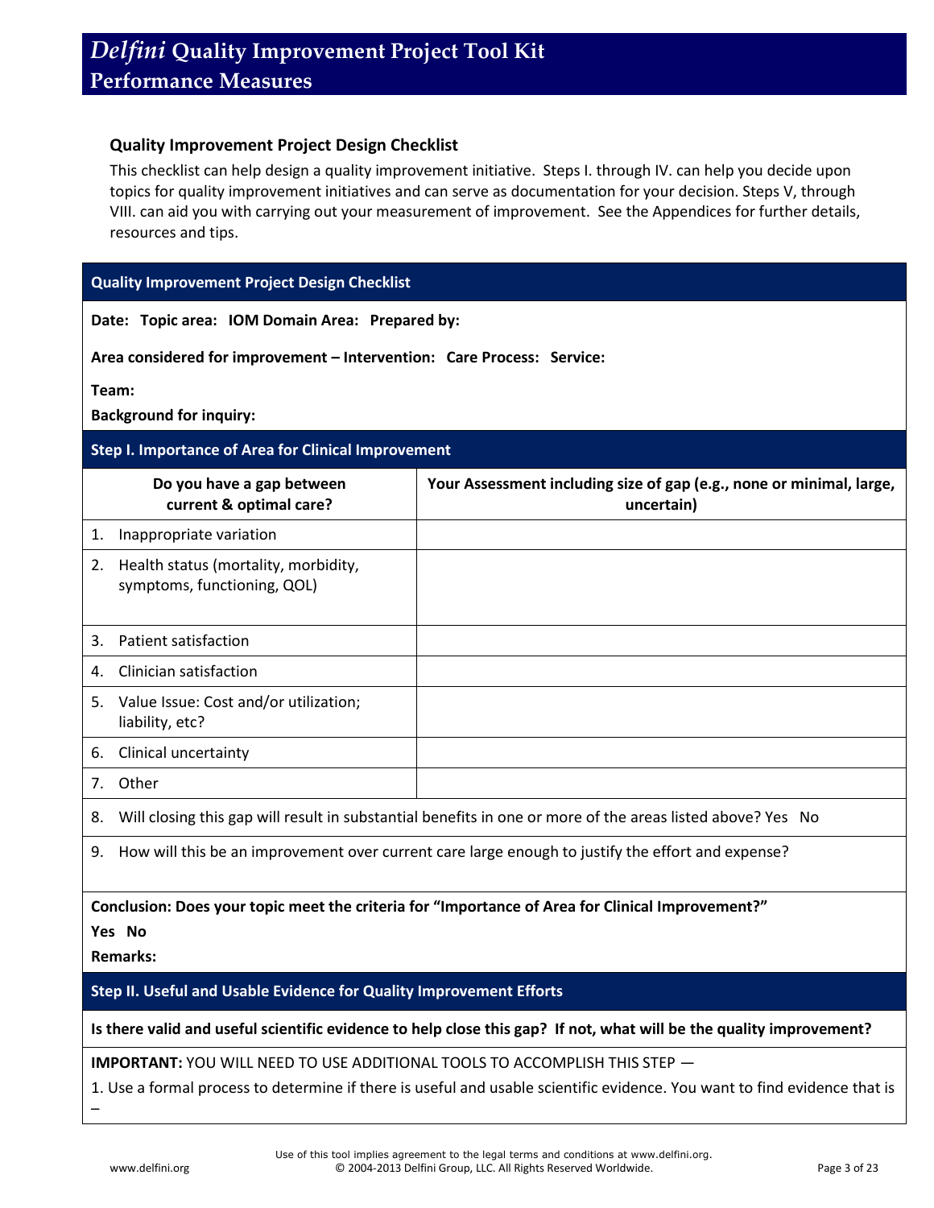### Quality Improvement Project Design Checklist

This checklist can help design a quality improvement initiative. Steps I. through IV. can help you decide upon topics for quality improvement initiatives and can serve as documentation for your decision. Steps V, through VIII. can aid you with carrying out your measurement of improvement. See the Appendices for further details, resources and tips.

**Quality Improvement Project Design Checklist**

**Date:** **Topic area:** **IOM Domain Area:** **Prepared by:**

**Area considered for improvement – Intervention:** **Care Process:** **Service:**

**Team:**

**Background for inquiry:**

**Step I. Importance of Area for Clinical Improvement**

| Do you have a gap between current & optimal care? | Your Assessment including size of gap (e.g., none or minimal, large, uncertain) |
|---|---|
| 1. Inappropriate variation | |
| 2. Health status (mortality, morbidity, symptoms, functioning, QOL) | |
| 3. Patient satisfaction | |
| 4. Clinician satisfaction | |
| 5. Value Issue: Cost and/or utilization; liability, etc? | |
| 6. Clinical uncertainty | |
| 7. Other | |

8. Will closing this gap will result in substantial benefits in one or more of the areas listed above? Yes No

9. How will this be an improvement over current care large enough to justify the effort and expense?

**Conclusion: Does your topic meet the criteria for "Importance of Area for Clinical Improvement?"**

**Yes No**

**Remarks:**

**Step II. Useful and Usable Evidence for Quality Improvement Efforts**

**Is there valid and useful scientific evidence to help close this gap? If not, what will be the quality improvement?**

**IMPORTANT:** YOU WILL NEED TO USE ADDITIONAL TOOLS TO ACCOMPLISH THIS STEP —

1. Use a formal process to determine if there is useful and usable scientific evidence. You want to find evidence that is –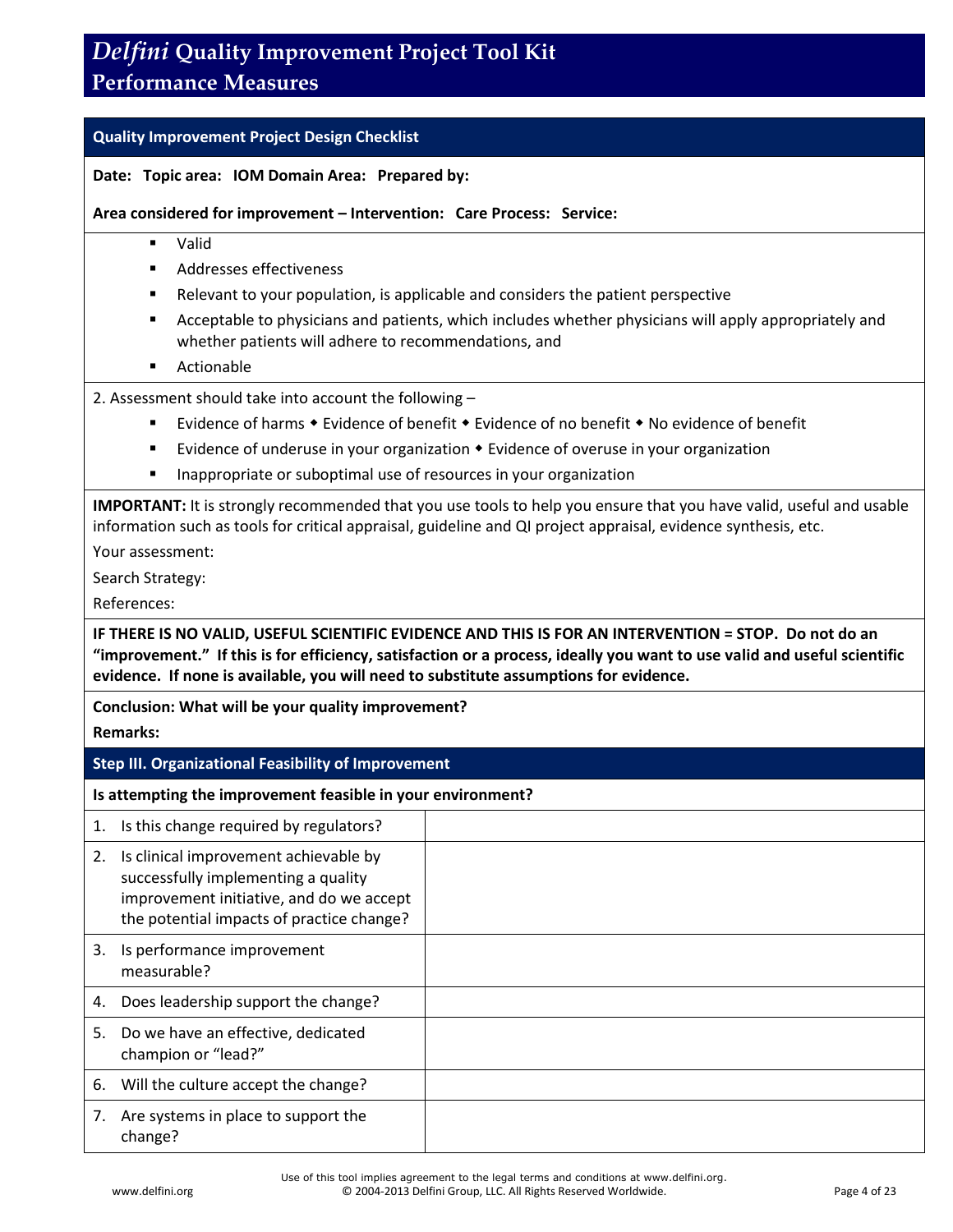# *Delfini* Quality Improvement Project Tool Kit
## Performance Measures

### Quality Improvement Project Design Checklist

**Date: Topic area: IOM Domain Area: Prepared by:**

**Area considered for improvement – Intervention: Care Process: Service:**

- Valid
- Addresses effectiveness
- Relevant to your population, is applicable and considers the patient perspective
- Acceptable to physicians and patients, which includes whether physicians will apply appropriately and whether patients will adhere to recommendations, and
- Actionable

2. Assessment should take into account the following –

- Evidence of harms ◆ Evidence of benefit ◆ Evidence of no benefit ◆ No evidence of benefit
- Evidence of underuse in your organization ◆ Evidence of overuse in your organization
- Inappropriate or suboptimal use of resources in your organization

**IMPORTANT:** It is strongly recommended that you use tools to help you ensure that you have valid, useful and usable information such as tools for critical appraisal, guideline and QI project appraisal, evidence synthesis, etc.

Your assessment:

Search Strategy:

References:

**IF THERE IS NO VALID, USEFUL SCIENTIFIC EVIDENCE AND THIS IS FOR AN INTERVENTION = STOP. Do not do an "improvement." If this is for efficiency, satisfaction or a process, ideally you want to use valid and useful scientific evidence. If none is available, you will need to substitute assumptions for evidence.**

**Conclusion: What will be your quality improvement?**

**Remarks:**

### Step III. Organizational Feasibility of Improvement

**Is attempting the improvement feasible in your environment?**

| | |
|---|---|
| 1. Is this change required by regulators? | |
| 2. Is clinical improvement achievable by successfully implementing a quality improvement initiative, and do we accept the potential impacts of practice change? | |
| 3. Is performance improvement measurable? | |
| 4. Does leadership support the change? | |
| 5. Do we have an effective, dedicated champion or "lead?" | |
| 6. Will the culture accept the change? | |
| 7. Are systems in place to support the change? | |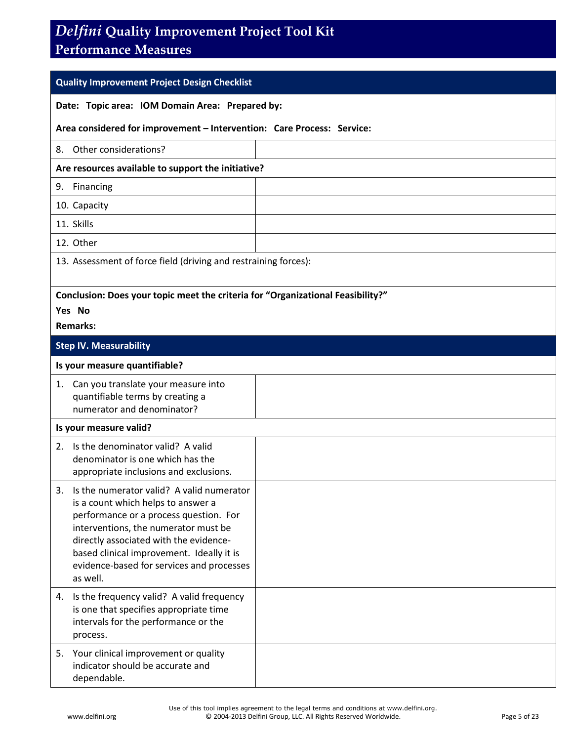# *Delfini* Quality Improvement Project Tool Kit
## Performance Measures

| **Quality Improvement Project Design Checklist** | |
|---|---|
| **Date: Topic area: IOM Domain Area: Prepared by:** | |
| **Area considered for improvement – Intervention: Care Process: Service:** | |
| 8. Other considerations? | |
| **Are resources available to support the initiative?** | |
| 9. Financing | |
| 10. Capacity | |
| 11. Skills | |
| 12. Other | |
| 13. Assessment of force field (driving and restraining forces): | |
| **Conclusion: Does your topic meet the criteria for "Organizational Feasibility?"** <br> **Yes No** <br> **Remarks:** | |
| **Step IV. Measurability** | |
| **Is your measure quantifiable?** | |
| 1. Can you translate your measure into quantifiable terms by creating a numerator and denominator? | |
| **Is your measure valid?** | |
| 2. Is the denominator valid? A valid denominator is one which has the appropriate inclusions and exclusions. | |
| 3. Is the numerator valid? A valid numerator is a count which helps to answer a performance or a process question. For interventions, the numerator must be directly associated with the evidence-based clinical improvement. Ideally it is evidence-based for services and processes as well. | |
| 4. Is the frequency valid? A valid frequency is one that specifies appropriate time intervals for the performance or the process. | |
| 5. Your clinical improvement or quality indicator should be accurate and dependable. | |

Use of this tool implies agreement to the legal terms and conditions at www.delfini.org.
© 2004-2013 Delfini Group, LLC. All Rights Reserved Worldwide.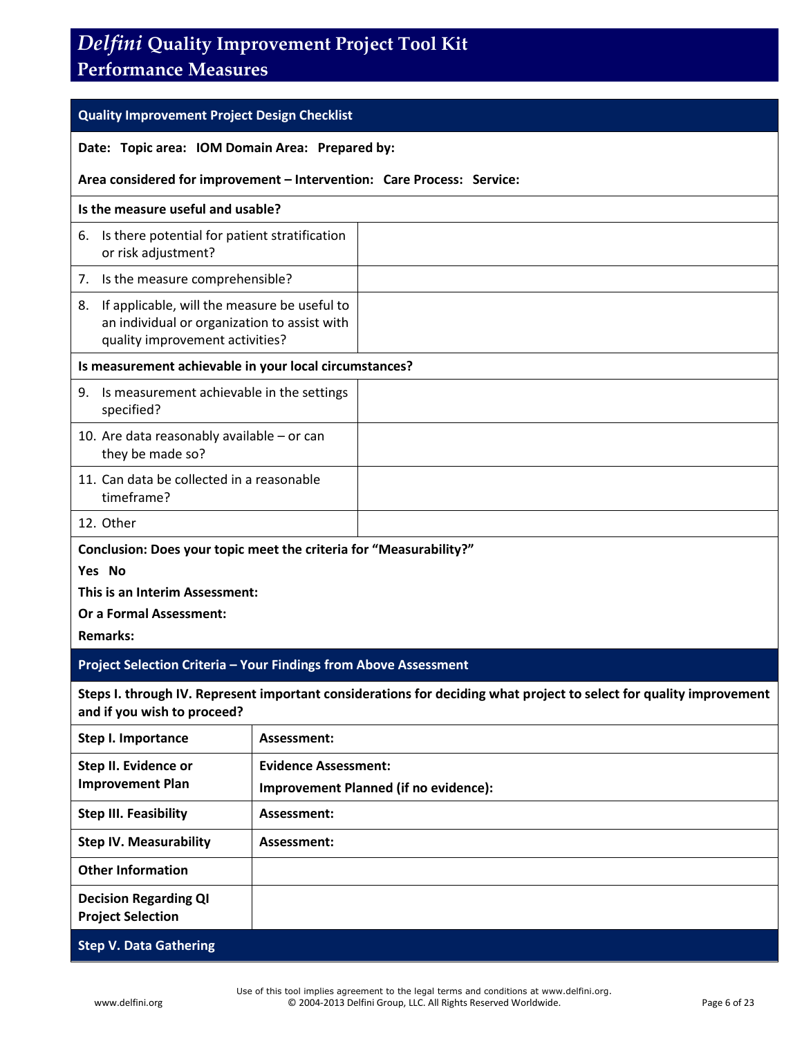# *Delfini* Quality Improvement Project Tool Kit
## Performance Measures

### Quality Improvement Project Design Checklist

**Date: Topic area: IOM Domain Area: Prepared by:**

**Area considered for improvement – Intervention: Care Process: Service:**

| **Is the measure useful and usable?** | |
|---|---|
| 6. Is there potential for patient stratification or risk adjustment? | |
| 7. Is the measure comprehensible? | |
| 8. If applicable, will the measure be useful to an individual or organization to assist with quality improvement activities? | |
| **Is measurement achievable in your local circumstances?** | |
| 9. Is measurement achievable in the settings specified? | |
| 10. Are data reasonably available – or can they be made so? | |
| 11. Can data be collected in a reasonable timeframe? | |
| 12. Other | |

**Conclusion: Does your topic meet the criteria for "Measurability?"**

**Yes No**

**This is an Interim Assessment:**

**Or a Formal Assessment:**

**Remarks:**

### Project Selection Criteria – Your Findings from Above Assessment

**Steps I. through IV. Represent important considerations for deciding what project to select for quality improvement and if you wish to proceed?**

| | |
|---|---|
| **Step I. Importance** | **Assessment:** |
| **Step II. Evidence or Improvement Plan** | **Evidence Assessment:**<br>**Improvement Planned (if no evidence):** |
| **Step III. Feasibility** | **Assessment:** |
| **Step IV. Measurability** | **Assessment:** |
| **Other Information** | |
| **Decision Regarding QI Project Selection** | |

### Step V. Data Gathering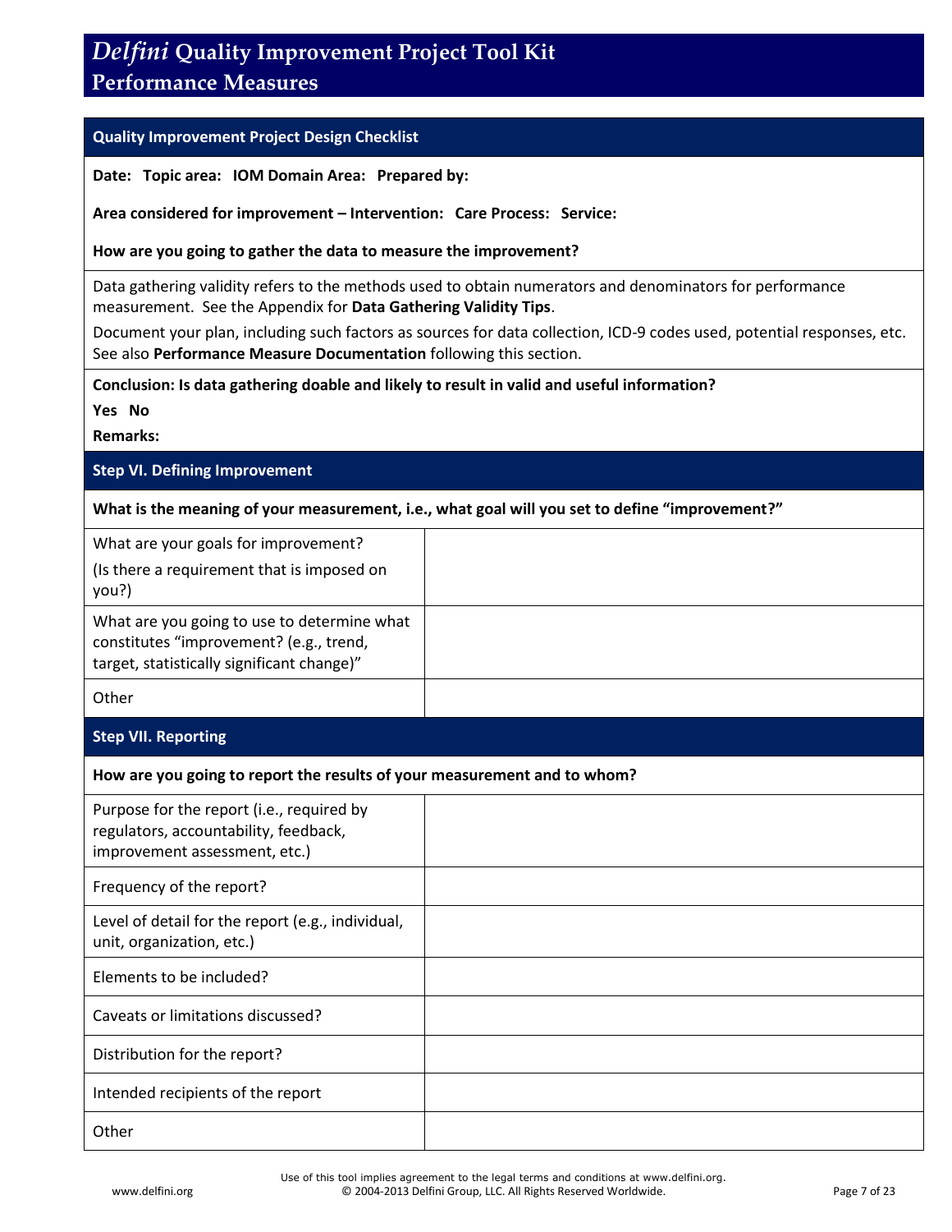# *Delfini* Quality Improvement Project Tool Kit
## Performance Measures

### Quality Improvement Project Design Checklist

**Date: Topic area: IOM Domain Area: Prepared by:**

**Area considered for improvement – Intervention: Care Process: Service:**

**How are you going to gather the data to measure the improvement?**

Data gathering validity refers to the methods used to obtain numerators and denominators for performance measurement. See the Appendix for **Data Gathering Validity Tips**.

Document your plan, including such factors as sources for data collection, ICD-9 codes used, potential responses, etc. See also **Performance Measure Documentation** following this section.

**Conclusion: Is data gathering doable and likely to result in valid and useful information?**

**Yes No**

**Remarks:**

### Step VI. Defining Improvement

**What is the meaning of your measurement, i.e., what goal will you set to define "improvement?"**

| | |
|---|---|
| What are your goals for improvement? (Is there a requirement that is imposed on you?) | |
| What are you going to use to determine what constitutes "improvement? (e.g., trend, target, statistically significant change)" | |
| Other | |

### Step VII. Reporting

**How are you going to report the results of your measurement and to whom?**

| | |
|---|---|
| Purpose for the report (i.e., required by regulators, accountability, feedback, improvement assessment, etc.) | |
| Frequency of the report? | |
| Level of detail for the report (e.g., individual, unit, organization, etc.) | |
| Elements to be included? | |
| Caveats or limitations discussed? | |
| Distribution for the report? | |
| Intended recipients of the report | |
| Other | |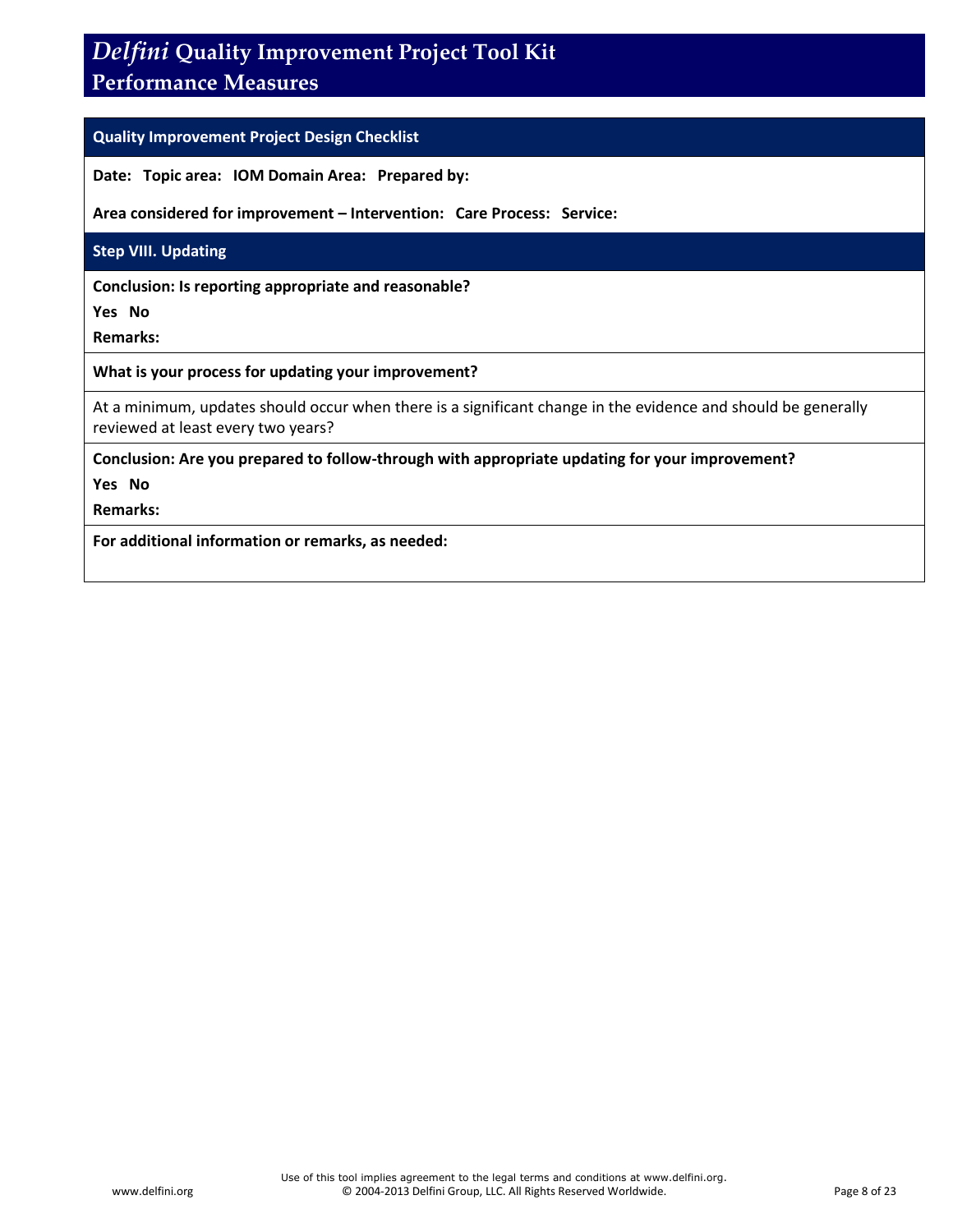# *Delfini* Quality Improvement Project Tool Kit
## Performance Measures

### Quality Improvement Project Design Checklist

**Date: Topic area: IOM Domain Area: Prepared by:**

**Area considered for improvement – Intervention: Care Process: Service:**

### Step VIII. Updating

**Conclusion: Is reporting appropriate and reasonable?**

**Yes No**

**Remarks:**

**What is your process for updating your improvement?**

At a minimum, updates should occur when there is a significant change in the evidence and should be generally reviewed at least every two years?

**Conclusion: Are you prepared to follow-through with appropriate updating for your improvement?**

**Yes No**

**Remarks:**

**For additional information or remarks, as needed:**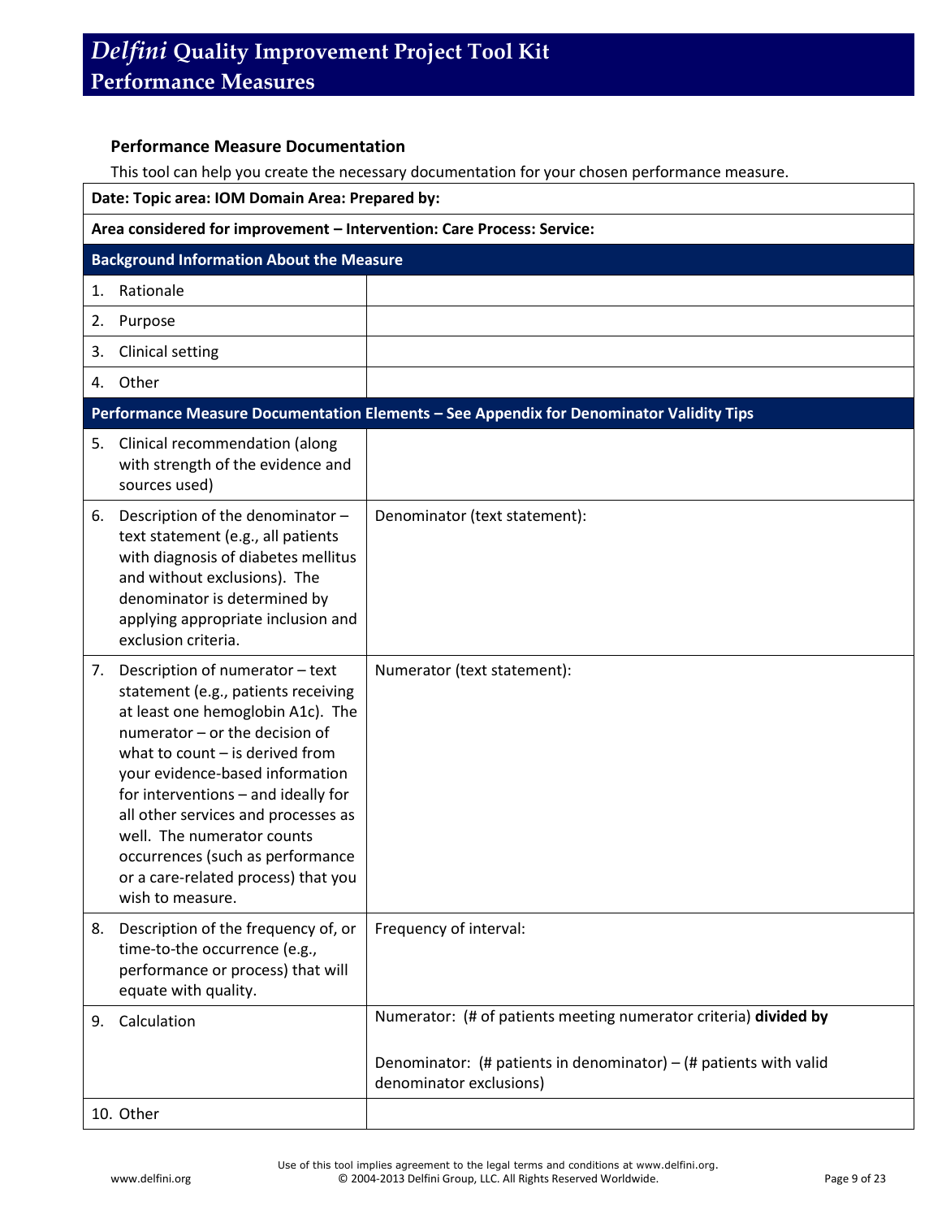# *Delfini* Quality Improvement Project Tool Kit
## Performance Measures

### Performance Measure Documentation

This tool can help you create the necessary documentation for your chosen performance measure.

| **Date: Topic area: IOM Domain Area: Prepared by:** | |
|---|---|
| **Area considered for improvement – Intervention: Care Process: Service:** | |
| **Background Information About the Measure** | |
| 1. Rationale | |
| 2. Purpose | |
| 3. Clinical setting | |
| 4. Other | |
| **Performance Measure Documentation Elements – See Appendix for Denominator Validity Tips** | |
| 5. Clinical recommendation (along with strength of the evidence and sources used) | |
| 6. Description of the denominator – text statement (e.g., all patients with diagnosis of diabetes mellitus and without exclusions). The denominator is determined by applying appropriate inclusion and exclusion criteria. | Denominator (text statement): |
| 7. Description of numerator – text statement (e.g., patients receiving at least one hemoglobin A1c). The numerator – or the decision of what to count – is derived from your evidence-based information for interventions – and ideally for all other services and processes as well. The numerator counts occurrences (such as performance or a care-related process) that you wish to measure. | Numerator (text statement): |
| 8. Description of the frequency of, or time-to-the occurrence (e.g., performance or process) that will equate with quality. | Frequency of interval: |
| 9. Calculation | Numerator: (# of patients meeting numerator criteria) **divided by**<br><br>Denominator: (# patients in denominator) – (# patients with valid denominator exclusions) |
| 10. Other | |

Use of this tool implies agreement to the legal terms and conditions at www.delfini.org.
© 2004-2013 Delfini Group, LLC. All Rights Reserved Worldwide.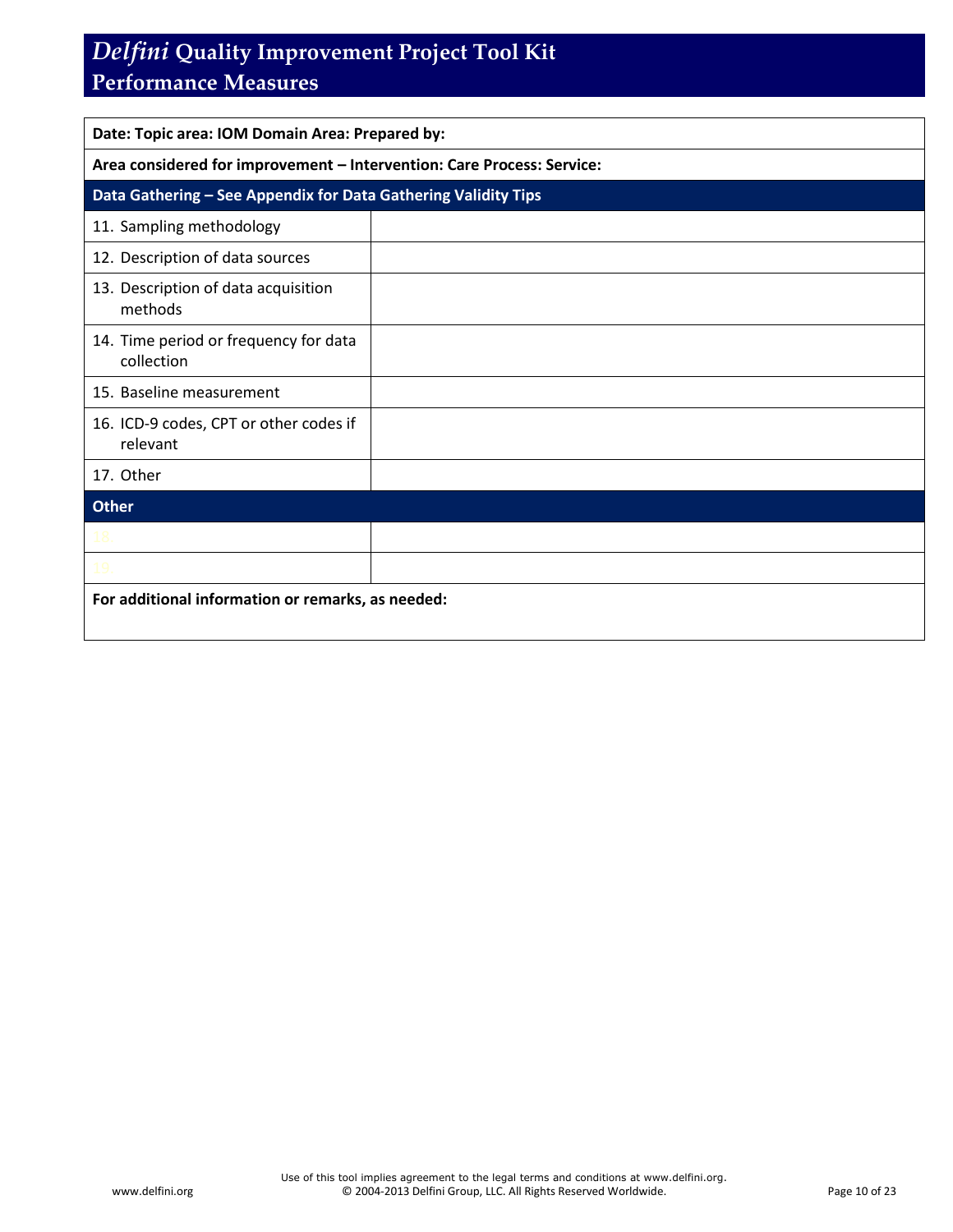# *Delfini* Quality Improvement Project Tool Kit
## Performance Measures

| **Date: Topic area: IOM Domain Area: Prepared by:** | |
|---|---|
| **Area considered for improvement – Intervention: Care Process: Service:** | |
| **Data Gathering – See Appendix for Data Gathering Validity Tips** | |
| 11. Sampling methodology | |
| 12. Description of data sources | |
| 13. Description of data acquisition methods | |
| 14. Time period or frequency for data collection | |
| 15. Baseline measurement | |
| 16. ICD-9 codes, CPT or other codes if relevant | |
| 17. Other | |
| **Other** | |
| 18. | |
| 19. | |
| **For additional information or remarks, as needed:** | |

Use of this tool implies agreement to the legal terms and conditions at www.delfini.org.
© 2004-2013 Delfini Group, LLC. All Rights Reserved Worldwide.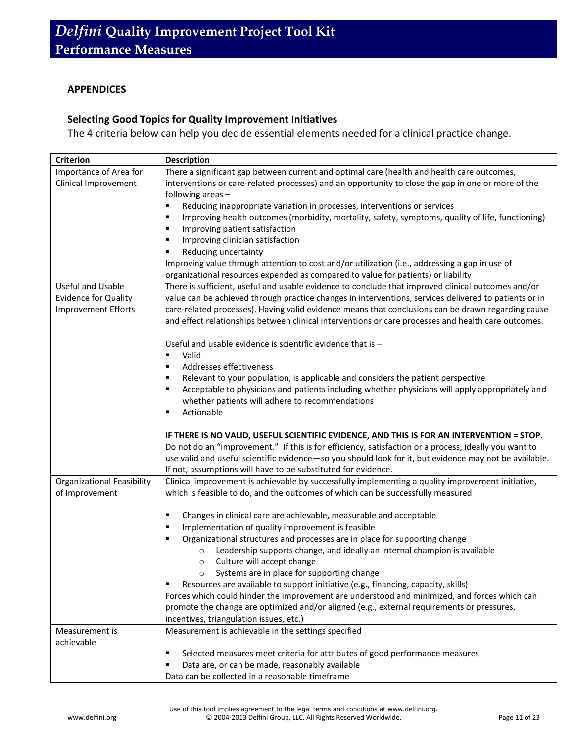## APPENDICES

### Selecting Good Topics for Quality Improvement Initiatives

The 4 criteria below can help you decide essential elements needed for a clinical practice change.

| Criterion | Description |
|---|---|
| Importance of Area for Clinical Improvement | There a significant gap between current and optimal care (health and health care outcomes, interventions or care-related processes) and an opportunity to close the gap in one or more of the following areas –<br>▪ Reducing inappropriate variation in processes, interventions or services<br>▪ Improving health outcomes (morbidity, mortality, safety, symptoms, quality of life, functioning)<br>▪ Improving patient satisfaction<br>▪ Improving clinician satisfaction<br>▪ Reducing uncertainty<br>Improving value through attention to cost and/or utilization (i.e., addressing a gap in use of organizational resources expended as compared to value for patients) or liability |
| Useful and Usable Evidence for Quality Improvement Efforts | There is sufficient, useful and usable evidence to conclude that improved clinical outcomes and/or value can be achieved through practice changes in interventions, services delivered to patients or in care-related processes). Having valid evidence means that conclusions can be drawn regarding cause and effect relationships between clinical interventions or care processes and health care outcomes.<br><br>Useful and usable evidence is scientific evidence that is –<br>▪ Valid<br>▪ Addresses effectiveness<br>▪ Relevant to your population, is applicable and considers the patient perspective<br>▪ Acceptable to physicians and patients including whether physicians will apply appropriately and whether patients will adhere to recommendations<br>▪ Actionable<br><br>**IF THERE IS NO VALID, USEFUL SCIENTIFIC EVIDENCE, AND THIS IS FOR AN INTERVENTION = STOP**. Do not do an "improvement." If this is for efficiency, satisfaction or a process, ideally you want to use valid and useful scientific evidence—so you should look for it, but evidence may not be available. If not, assumptions will have to be substituted for evidence. |
| Organizational Feasibility of Improvement | Clinical improvement is achievable by successfully implementing a quality improvement initiative, which is feasible to do, and the outcomes of which can be successfully measured<br><br>▪ Changes in clinical care are achievable, measurable and acceptable<br>▪ Implementation of quality improvement is feasible<br>▪ Organizational structures and processes are in place for supporting change<br>&nbsp;&nbsp;&nbsp;&nbsp;○ Leadership supports change, and ideally an internal champion is available<br>&nbsp;&nbsp;&nbsp;&nbsp;○ Culture will accept change<br>&nbsp;&nbsp;&nbsp;&nbsp;○ Systems are in place for supporting change<br>▪ Resources are available to support initiative (e.g., financing, capacity, skills)<br>Forces which could hinder the improvement are understood and minimized, and forces which can promote the change are optimized and/or aligned (e.g., external requirements or pressures, incentives, triangulation issues, etc.) |
| Measurement is achievable | Measurement is achievable in the settings specified<br><br>▪ Selected measures meet criteria for attributes of good performance measures<br>▪ Data are, or can be made, reasonably available<br>Data can be collected in a reasonable timeframe |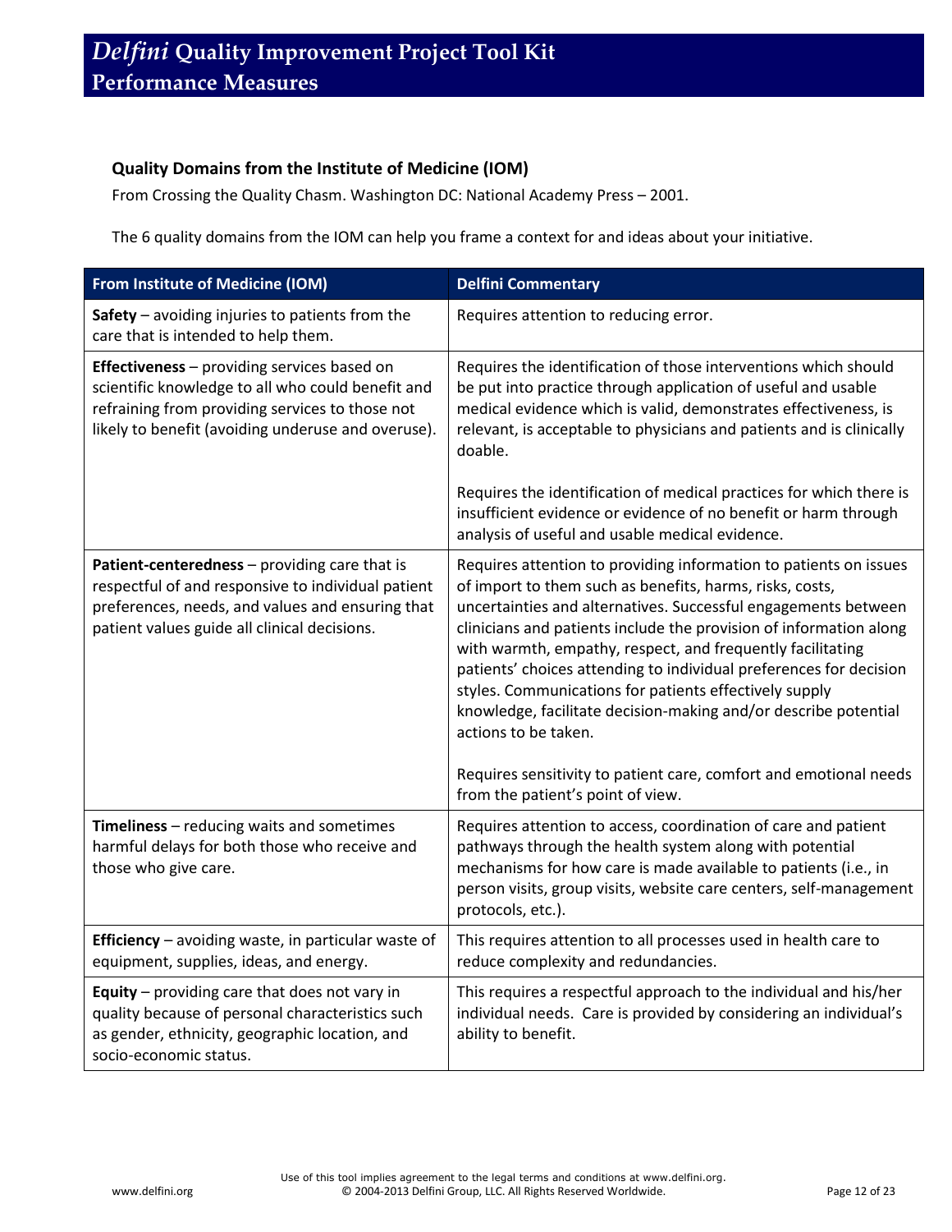### Quality Domains from the Institute of Medicine (IOM)

From Crossing the Quality Chasm. Washington DC: National Academy Press – 2001.

The 6 quality domains from the IOM can help you frame a context for and ideas about your initiative.

| From Institute of Medicine (IOM) | Delfini Commentary |
|---|---|
| **Safety** – avoiding injuries to patients from the care that is intended to help them. | Requires attention to reducing error. |
| **Effectiveness** – providing services based on scientific knowledge to all who could benefit and refraining from providing services to those not likely to benefit (avoiding underuse and overuse). | Requires the identification of those interventions which should be put into practice through application of useful and usable medical evidence which is valid, demonstrates effectiveness, is relevant, is acceptable to physicians and patients and is clinically doable. <br><br> Requires the identification of medical practices for which there is insufficient evidence or evidence of no benefit or harm through analysis of useful and usable medical evidence. |
| **Patient-centeredness** – providing care that is respectful of and responsive to individual patient preferences, needs, and values and ensuring that patient values guide all clinical decisions. | Requires attention to providing information to patients on issues of import to them such as benefits, harms, risks, costs, uncertainties and alternatives. Successful engagements between clinicians and patients include the provision of information along with warmth, empathy, respect, and frequently facilitating patients' choices attending to individual preferences for decision styles. Communications for patients effectively supply knowledge, facilitate decision-making and/or describe potential actions to be taken. <br><br> Requires sensitivity to patient care, comfort and emotional needs from the patient's point of view. |
| **Timeliness** – reducing waits and sometimes harmful delays for both those who receive and those who give care. | Requires attention to access, coordination of care and patient pathways through the health system along with potential mechanisms for how care is made available to patients (i.e., in person visits, group visits, website care centers, self-management protocols, etc.). |
| **Efficiency** – avoiding waste, in particular waste of equipment, supplies, ideas, and energy. | This requires attention to all processes used in health care to reduce complexity and redundancies. |
| **Equity** – providing care that does not vary in quality because of personal characteristics such as gender, ethnicity, geographic location, and socio-economic status. | This requires a respectful approach to the individual and his/her individual needs. Care is provided by considering an individual's ability to benefit. |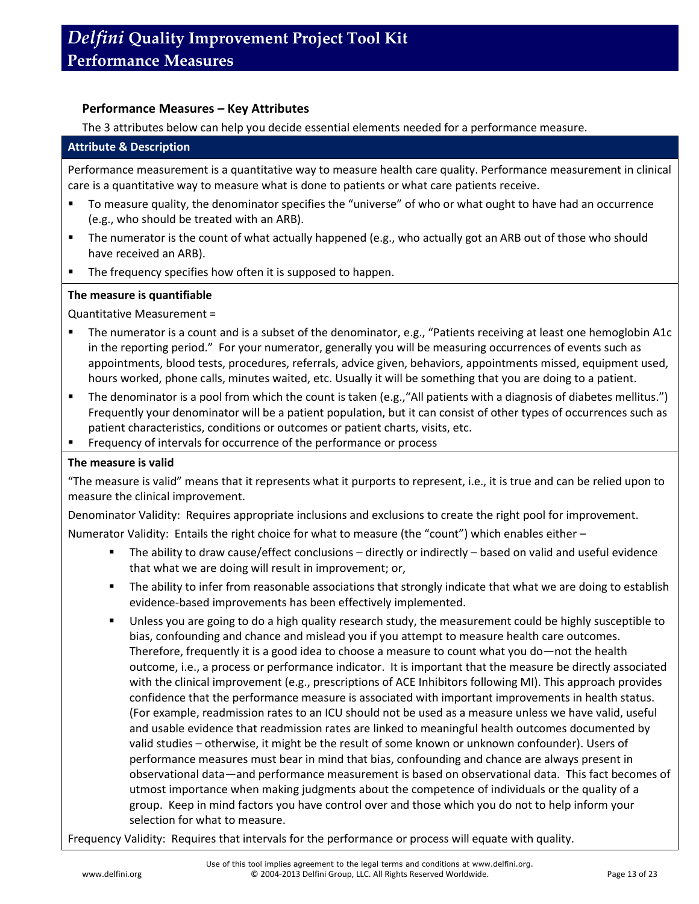# *Delfini* Quality Improvement Project Tool Kit
## Performance Measures

### Performance Measures – Key Attributes

The 3 attributes below can help you decide essential elements needed for a performance measure.

**Attribute & Description**

Performance measurement is a quantitative way to measure health care quality. Performance measurement in clinical care is a quantitative way to measure what is done to patients or what care patients receive.

- To measure quality, the denominator specifies the "universe" of who or what ought to have had an occurrence (e.g., who should be treated with an ARB).
- The numerator is the count of what actually happened (e.g., who actually got an ARB out of those who should have received an ARB).
- The frequency specifies how often it is supposed to happen.

**The measure is quantifiable**

Quantitative Measurement =

- The numerator is a count and is a subset of the denominator, e.g., "Patients receiving at least one hemoglobin A1c in the reporting period." For your numerator, generally you will be measuring occurrences of events such as appointments, blood tests, procedures, referrals, advice given, behaviors, appointments missed, equipment used, hours worked, phone calls, minutes waited, etc. Usually it will be something that you are doing to a patient.
- The denominator is a pool from which the count is taken (e.g.,"All patients with a diagnosis of diabetes mellitus.") Frequently your denominator will be a patient population, but it can consist of other types of occurrences such as patient characteristics, conditions or outcomes or patient charts, visits, etc.
- Frequency of intervals for occurrence of the performance or process

**The measure is valid**

"The measure is valid" means that it represents what it purports to represent, i.e., it is true and can be relied upon to measure the clinical improvement.

Denominator Validity: Requires appropriate inclusions and exclusions to create the right pool for improvement.

Numerator Validity: Entails the right choice for what to measure (the "count") which enables either –

- The ability to draw cause/effect conclusions – directly or indirectly – based on valid and useful evidence that what we are doing will result in improvement; or,
- The ability to infer from reasonable associations that strongly indicate that what we are doing to establish evidence-based improvements has been effectively implemented.
- Unless you are going to do a high quality research study, the measurement could be highly susceptible to bias, confounding and chance and mislead you if you attempt to measure health care outcomes. Therefore, frequently it is a good idea to choose a measure to count what you do—not the health outcome, i.e., a process or performance indicator. It is important that the measure be directly associated with the clinical improvement (e.g., prescriptions of ACE Inhibitors following MI). This approach provides confidence that the performance measure is associated with important improvements in health status. (For example, readmission rates to an ICU should not be used as a measure unless we have valid, useful and usable evidence that readmission rates are linked to meaningful health outcomes documented by valid studies – otherwise, it might be the result of some known or unknown confounder). Users of performance measures must bear in mind that bias, confounding and chance are always present in observational data—and performance measurement is based on observational data. This fact becomes of utmost importance when making judgments about the competence of individuals or the quality of a group. Keep in mind factors you have control over and those which you do not to help inform your selection for what to measure.

Frequency Validity: Requires that intervals for the performance or process will equate with quality.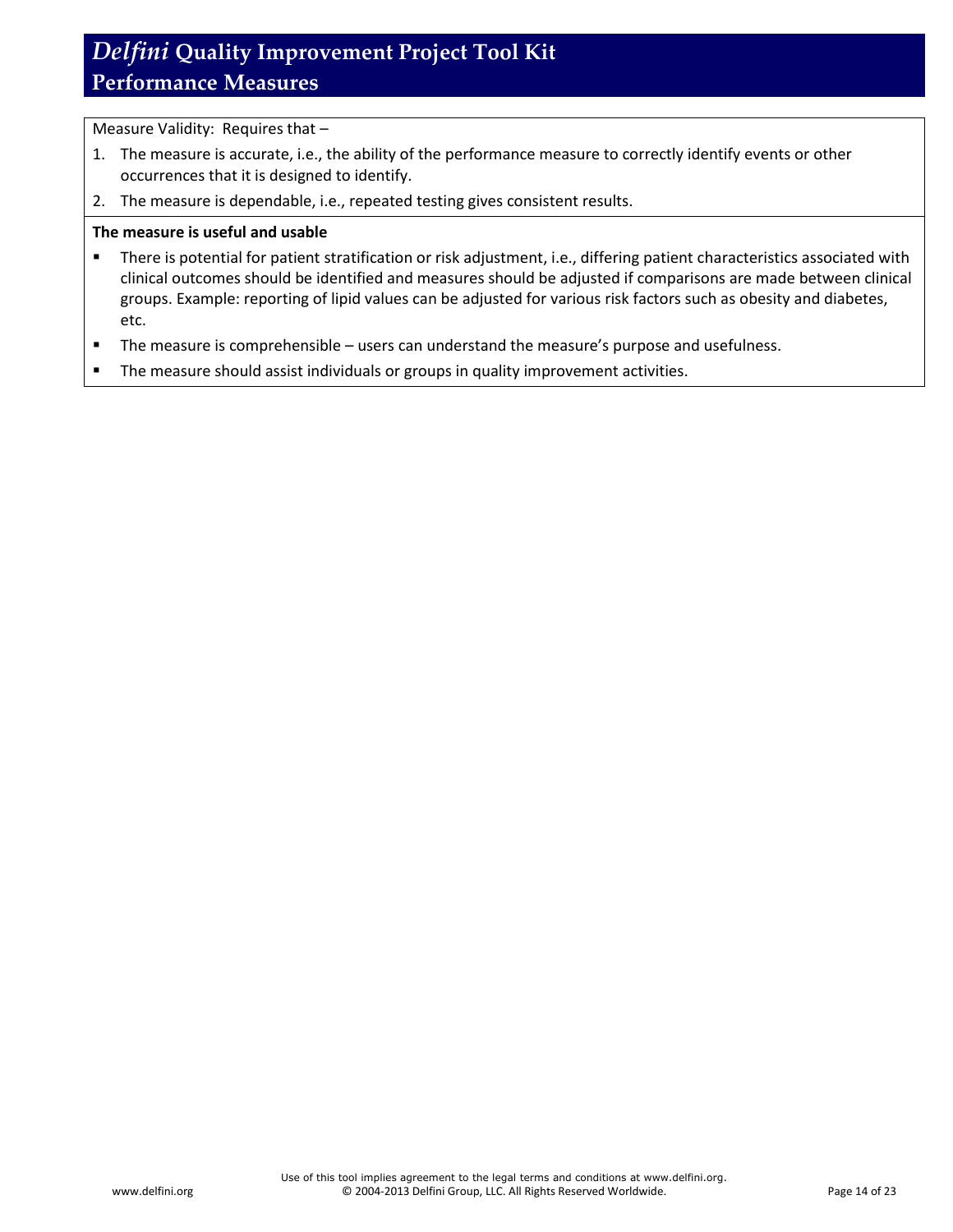Measure Validity: Requires that –

1. The measure is accurate, i.e., the ability of the performance measure to correctly identify events or other occurrences that it is designed to identify.
2. The measure is dependable, i.e., repeated testing gives consistent results.

**The measure is useful and usable**

- There is potential for patient stratification or risk adjustment, i.e., differing patient characteristics associated with clinical outcomes should be identified and measures should be adjusted if comparisons are made between clinical groups. Example: reporting of lipid values can be adjusted for various risk factors such as obesity and diabetes, etc.
- The measure is comprehensible – users can understand the measure's purpose and usefulness.
- The measure should assist individuals or groups in quality improvement activities.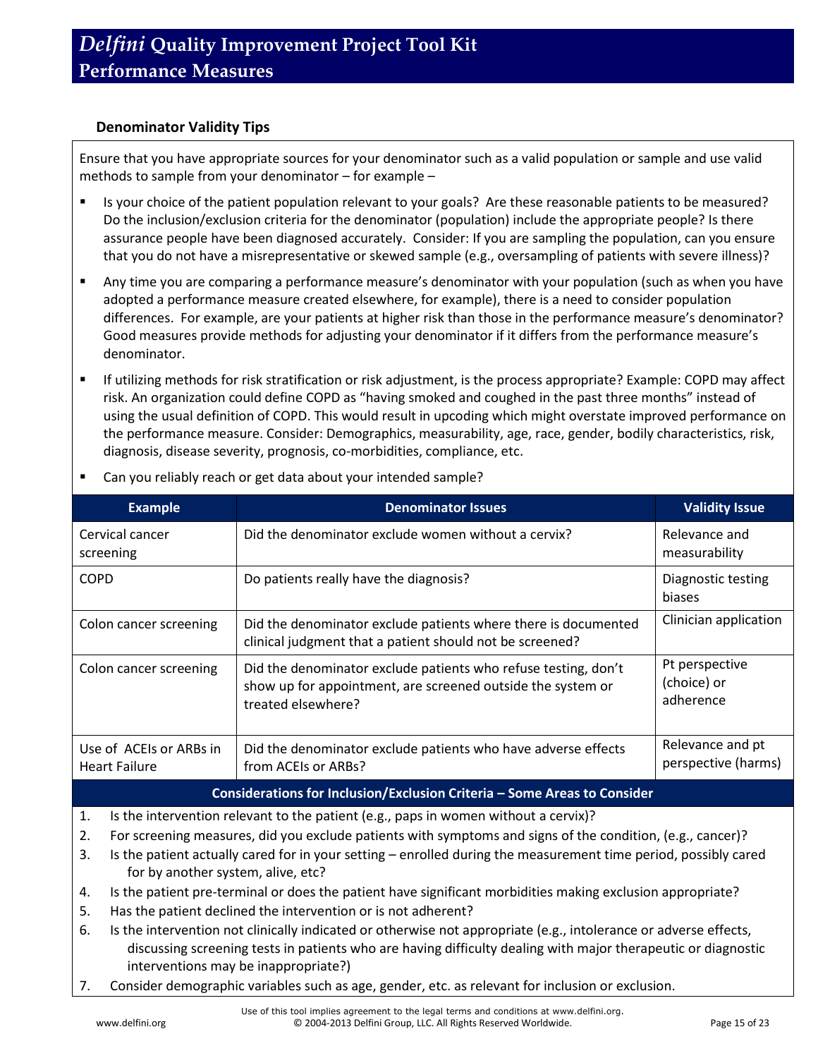### Denominator Validity Tips

Ensure that you have appropriate sources for your denominator such as a valid population or sample and use valid methods to sample from your denominator – for example –

- Is your choice of the patient population relevant to your goals? Are these reasonable patients to be measured? Do the inclusion/exclusion criteria for the denominator (population) include the appropriate people? Is there assurance people have been diagnosed accurately. Consider: If you are sampling the population, can you ensure that you do not have a misrepresentative or skewed sample (e.g., oversampling of patients with severe illness)?
- Any time you are comparing a performance measure's denominator with your population (such as when you have adopted a performance measure created elsewhere, for example), there is a need to consider population differences. For example, are your patients at higher risk than those in the performance measure's denominator? Good measures provide methods for adjusting your denominator if it differs from the performance measure's denominator.
- If utilizing methods for risk stratification or risk adjustment, is the process appropriate? Example: COPD may affect risk. An organization could define COPD as "having smoked and coughed in the past three months" instead of using the usual definition of COPD. This would result in upcoding which might overstate improved performance on the performance measure. Consider: Demographics, measurability, age, race, gender, bodily characteristics, risk, diagnosis, disease severity, prognosis, co-morbidities, compliance, etc.
- Can you reliably reach or get data about your intended sample?

| Example | Denominator Issues | Validity Issue |
|---|---|---|
| Cervical cancer screening | Did the denominator exclude women without a cervix? | Relevance and measurability |
| COPD | Do patients really have the diagnosis? | Diagnostic testing biases |
| Colon cancer screening | Did the denominator exclude patients where there is documented clinical judgment that a patient should not be screened? | Clinician application |
| Colon cancer screening | Did the denominator exclude patients who refuse testing, don't show up for appointment, are screened outside the system or treated elsewhere? | Pt perspective (choice) or adherence |
| Use of ACEIs or ARBs in Heart Failure | Did the denominator exclude patients who have adverse effects from ACEIs or ARBs? | Relevance and pt perspective (harms) |

**Considerations for Inclusion/Exclusion Criteria – Some Areas to Consider**

1. Is the intervention relevant to the patient (e.g., paps in women without a cervix)?
2. For screening measures, did you exclude patients with symptoms and signs of the condition, (e.g., cancer)?
3. Is the patient actually cared for in your setting – enrolled during the measurement time period, possibly cared for by another system, alive, etc?
4. Is the patient pre-terminal or does the patient have significant morbidities making exclusion appropriate?
5. Has the patient declined the intervention or is not adherent?
6. Is the intervention not clinically indicated or otherwise not appropriate (e.g., intolerance or adverse effects, discussing screening tests in patients who are having difficulty dealing with major therapeutic or diagnostic interventions may be inappropriate?)
7. Consider demographic variables such as age, gender, etc. as relevant for inclusion or exclusion.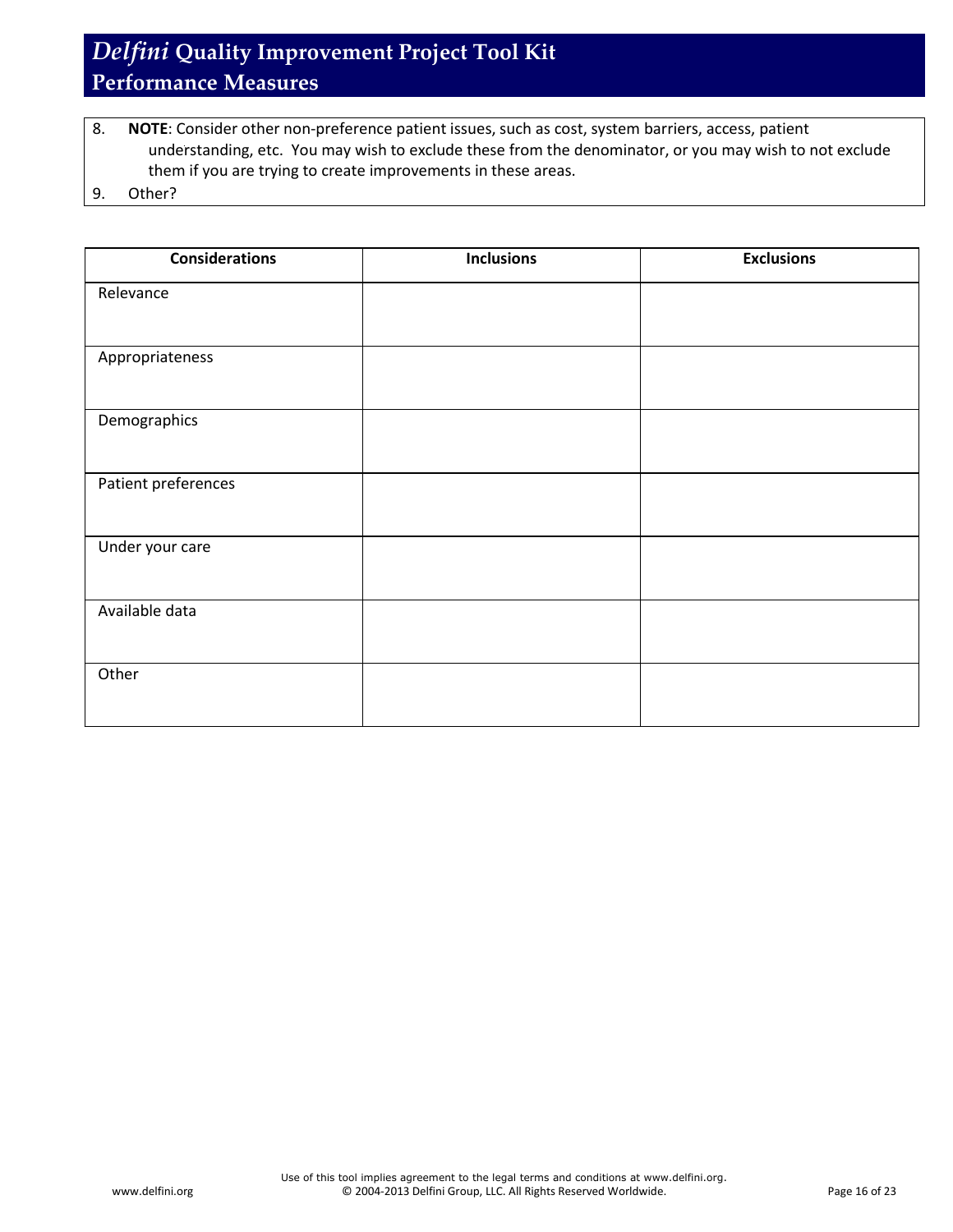8. **NOTE**: Consider other non-preference patient issues, such as cost, system barriers, access, patient understanding, etc. You may wish to exclude these from the denominator, or you may wish to not exclude them if you are trying to create improvements in these areas.
9. Other?

| Considerations | Inclusions | Exclusions |
|---|---|---|
| Relevance | | |
| Appropriateness | | |
| Demographics | | |
| Patient preferences | | |
| Under your care | | |
| Available data | | |
| Other | | |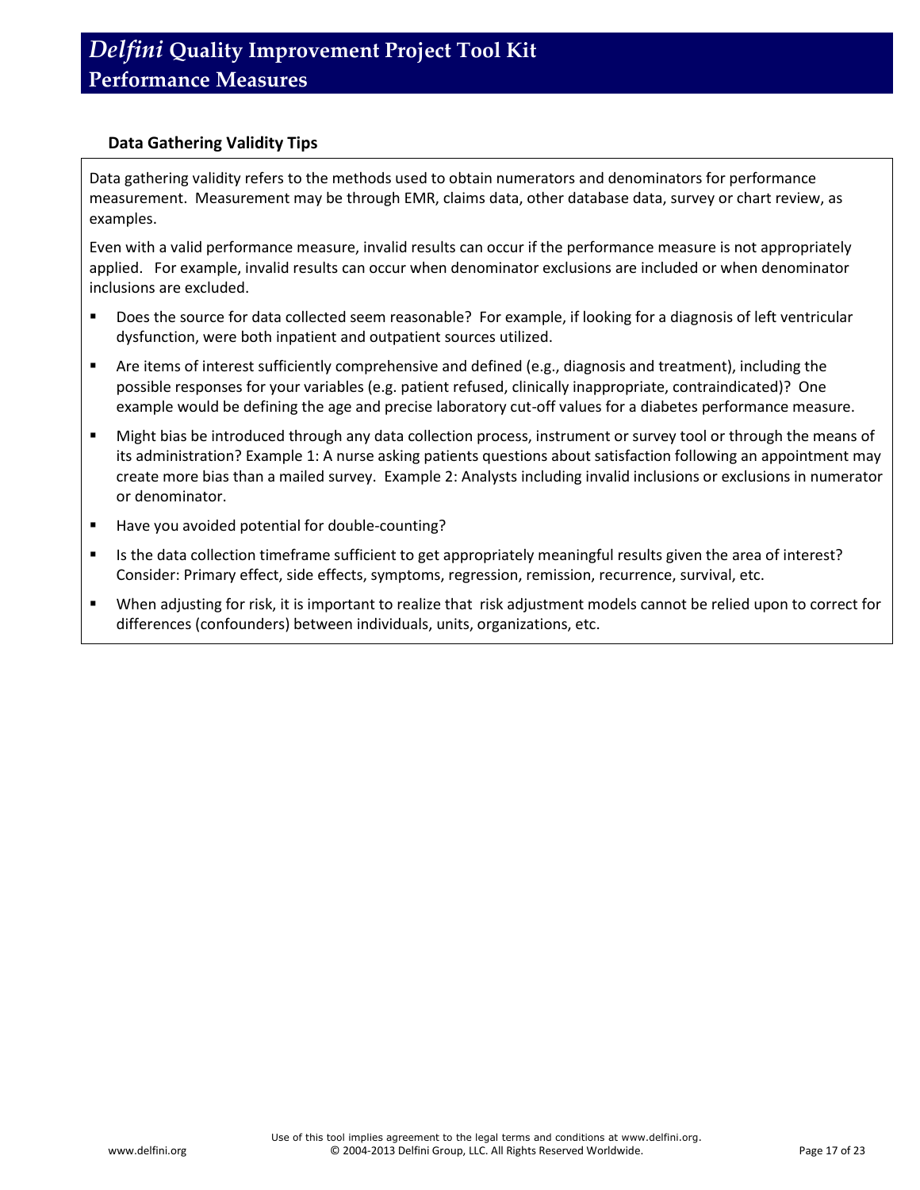## Data Gathering Validity Tips

Data gathering validity refers to the methods used to obtain numerators and denominators for performance measurement. Measurement may be through EMR, claims data, other database data, survey or chart review, as examples.

Even with a valid performance measure, invalid results can occur if the performance measure is not appropriately applied. For example, invalid results can occur when denominator exclusions are included or when denominator inclusions are excluded.

- Does the source for data collected seem reasonable? For example, if looking for a diagnosis of left ventricular dysfunction, were both inpatient and outpatient sources utilized.
- Are items of interest sufficiently comprehensive and defined (e.g., diagnosis and treatment), including the possible responses for your variables (e.g. patient refused, clinically inappropriate, contraindicated)? One example would be defining the age and precise laboratory cut-off values for a diabetes performance measure.
- Might bias be introduced through any data collection process, instrument or survey tool or through the means of its administration? Example 1: A nurse asking patients questions about satisfaction following an appointment may create more bias than a mailed survey. Example 2: Analysts including invalid inclusions or exclusions in numerator or denominator.
- Have you avoided potential for double-counting?
- Is the data collection timeframe sufficient to get appropriately meaningful results given the area of interest? Consider: Primary effect, side effects, symptoms, regression, remission, recurrence, survival, etc.
- When adjusting for risk, it is important to realize that risk adjustment models cannot be relied upon to correct for differences (confounders) between individuals, units, organizations, etc.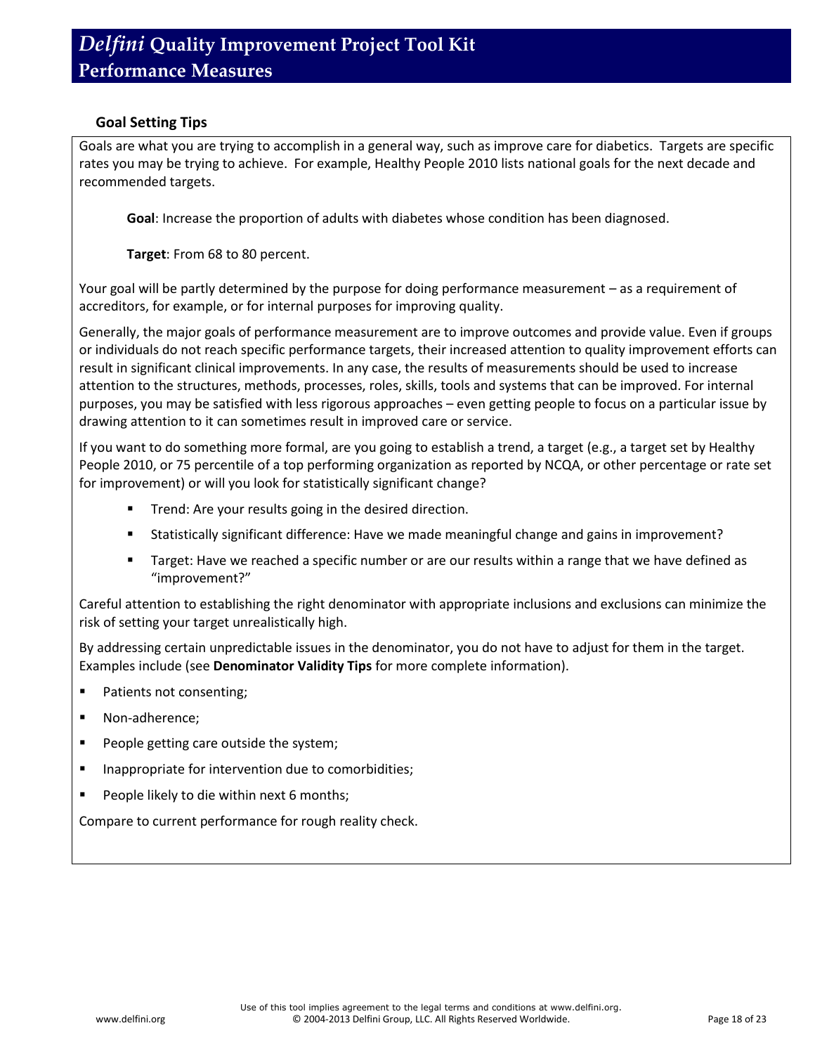### Goal Setting Tips

Goals are what you are trying to accomplish in a general way, such as improve care for diabetics. Targets are specific rates you may be trying to achieve. For example, Healthy People 2010 lists national goals for the next decade and recommended targets.

> **Goal**: Increase the proportion of adults with diabetes whose condition has been diagnosed.
>
> **Target**: From 68 to 80 percent.

Your goal will be partly determined by the purpose for doing performance measurement – as a requirement of accreditors, for example, or for internal purposes for improving quality.

Generally, the major goals of performance measurement are to improve outcomes and provide value. Even if groups or individuals do not reach specific performance targets, their increased attention to quality improvement efforts can result in significant clinical improvements. In any case, the results of measurements should be used to increase attention to the structures, methods, processes, roles, skills, tools and systems that can be improved. For internal purposes, you may be satisfied with less rigorous approaches – even getting people to focus on a particular issue by drawing attention to it can sometimes result in improved care or service.

If you want to do something more formal, are you going to establish a trend, a target (e.g., a target set by Healthy People 2010, or 75 percentile of a top performing organization as reported by NCQA, or other percentage or rate set for improvement) or will you look for statistically significant change?

- Trend: Are your results going in the desired direction.
- Statistically significant difference: Have we made meaningful change and gains in improvement?
- Target: Have we reached a specific number or are our results within a range that we have defined as "improvement?"

Careful attention to establishing the right denominator with appropriate inclusions and exclusions can minimize the risk of setting your target unrealistically high.

By addressing certain unpredictable issues in the denominator, you do not have to adjust for them in the target. Examples include (see **Denominator Validity Tips** for more complete information).

- Patients not consenting;
- Non-adherence;
- People getting care outside the system;
- Inappropriate for intervention due to comorbidities;
- People likely to die within next 6 months;

Compare to current performance for rough reality check.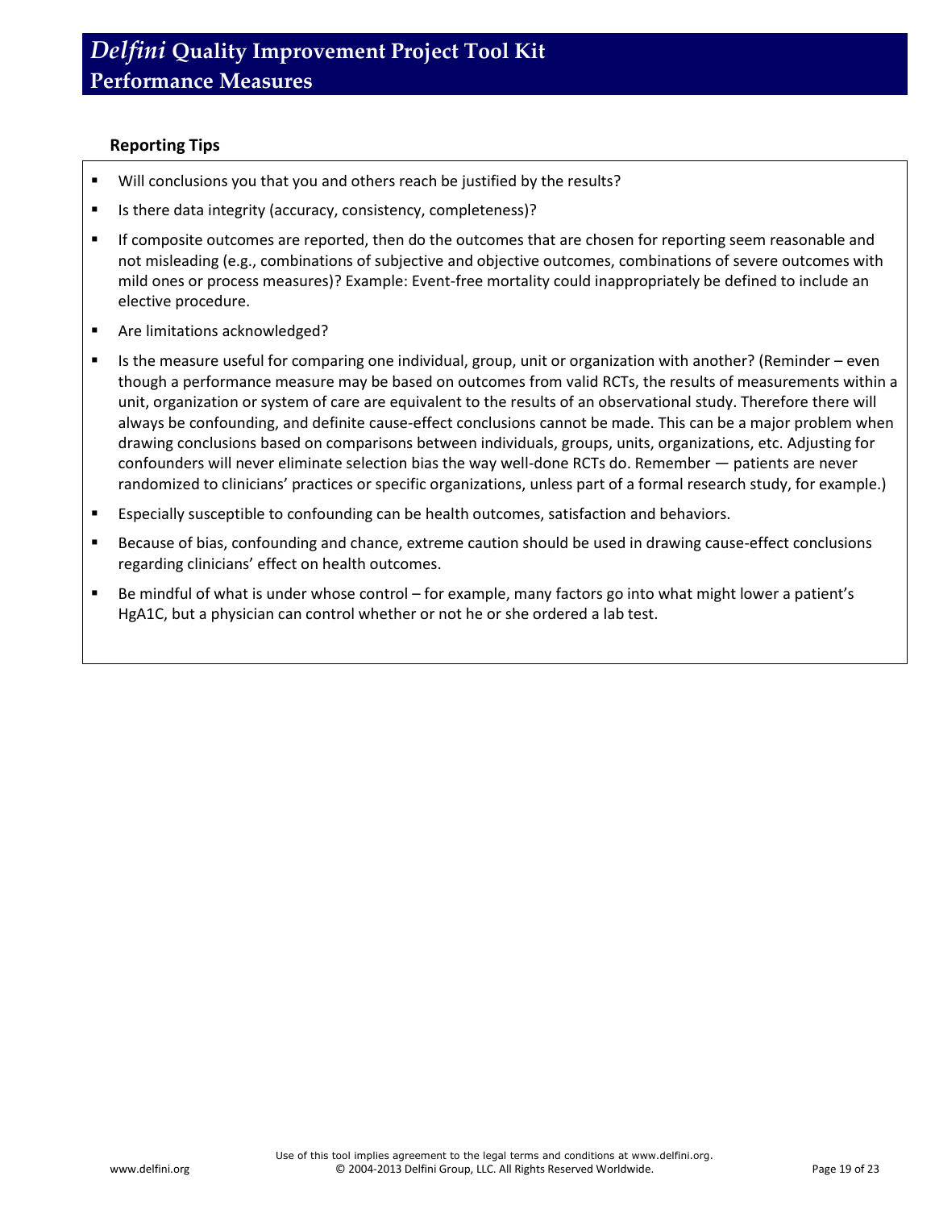### Reporting Tips

- Will conclusions you that you and others reach be justified by the results?
- Is there data integrity (accuracy, consistency, completeness)?
- If composite outcomes are reported, then do the outcomes that are chosen for reporting seem reasonable and not misleading (e.g., combinations of subjective and objective outcomes, combinations of severe outcomes with mild ones or process measures)? Example: Event-free mortality could inappropriately be defined to include an elective procedure.
- Are limitations acknowledged?
- Is the measure useful for comparing one individual, group, unit or organization with another? (Reminder – even though a performance measure may be based on outcomes from valid RCTs, the results of measurements within a unit, organization or system of care are equivalent to the results of an observational study. Therefore there will always be confounding, and definite cause-effect conclusions cannot be made. This can be a major problem when drawing conclusions based on comparisons between individuals, groups, units, organizations, etc. Adjusting for confounders will never eliminate selection bias the way well-done RCTs do. Remember — patients are never randomized to clinicians' practices or specific organizations, unless part of a formal research study, for example.)
- Especially susceptible to confounding can be health outcomes, satisfaction and behaviors.
- Because of bias, confounding and chance, extreme caution should be used in drawing cause-effect conclusions regarding clinicians' effect on health outcomes.
- Be mindful of what is under whose control – for example, many factors go into what might lower a patient's HgA1C, but a physician can control whether or not he or she ordered a lab test.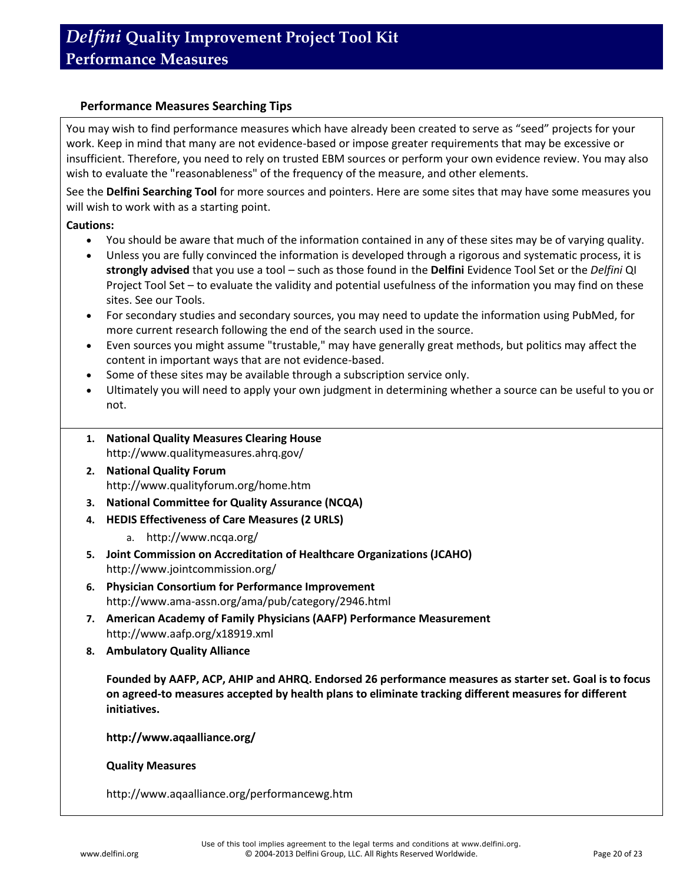## Performance Measures Searching Tips

You may wish to find performance measures which have already been created to serve as "seed" projects for your work. Keep in mind that many are not evidence-based or impose greater requirements that may be excessive or insufficient. Therefore, you need to rely on trusted EBM sources or perform your own evidence review. You may also wish to evaluate the "reasonableness" of the frequency of the measure, and other elements.

See the **Delfini Searching Tool** for more sources and pointers. Here are some sites that may have some measures you will wish to work with as a starting point.

**Cautions:**

- You should be aware that much of the information contained in any of these sites may be of varying quality.
- Unless you are fully convinced the information is developed through a rigorous and systematic process, it is **strongly advised** that you use a tool – such as those found in the **Delfini** Evidence Tool Set or the *Delfini* QI Project Tool Set – to evaluate the validity and potential usefulness of the information you may find on these sites. See our Tools.
- For secondary studies and secondary sources, you may need to update the information using PubMed, for more current research following the end of the search used in the source.
- Even sources you might assume "trustable," may have generally great methods, but politics may affect the content in important ways that are not evidence-based.
- Some of these sites may be available through a subscription service only.
- Ultimately you will need to apply your own judgment in determining whether a source can be useful to you or not.

1. **National Quality Measures Clearing House**
   http://www.qualitymeasures.ahrq.gov/
2. **National Quality Forum**
   http://www.qualityforum.org/home.htm
3. **National Committee for Quality Assurance (NCQA)**
4. **HEDIS Effectiveness of Care Measures (2 URLS)**
   a. http://www.ncqa.org/
5. **Joint Commission on Accreditation of Healthcare Organizations (JCAHO)**
   http://www.jointcommission.org/
6. **Physician Consortium for Performance Improvement**
   http://www.ama-assn.org/ama/pub/category/2946.html
7. **American Academy of Family Physicians (AAFP) Performance Measurement**
   http://www.aafp.org/x18919.xml
8. **Ambulatory Quality Alliance**

   **Founded by AAFP, ACP, AHIP and AHRQ. Endorsed 26 performance measures as starter set. Goal is to focus on agreed-to measures accepted by health plans to eliminate tracking different measures for different initiatives.**

   **http://www.aqaalliance.org/**

   **Quality Measures**

   http://www.aqaalliance.org/performancewg.htm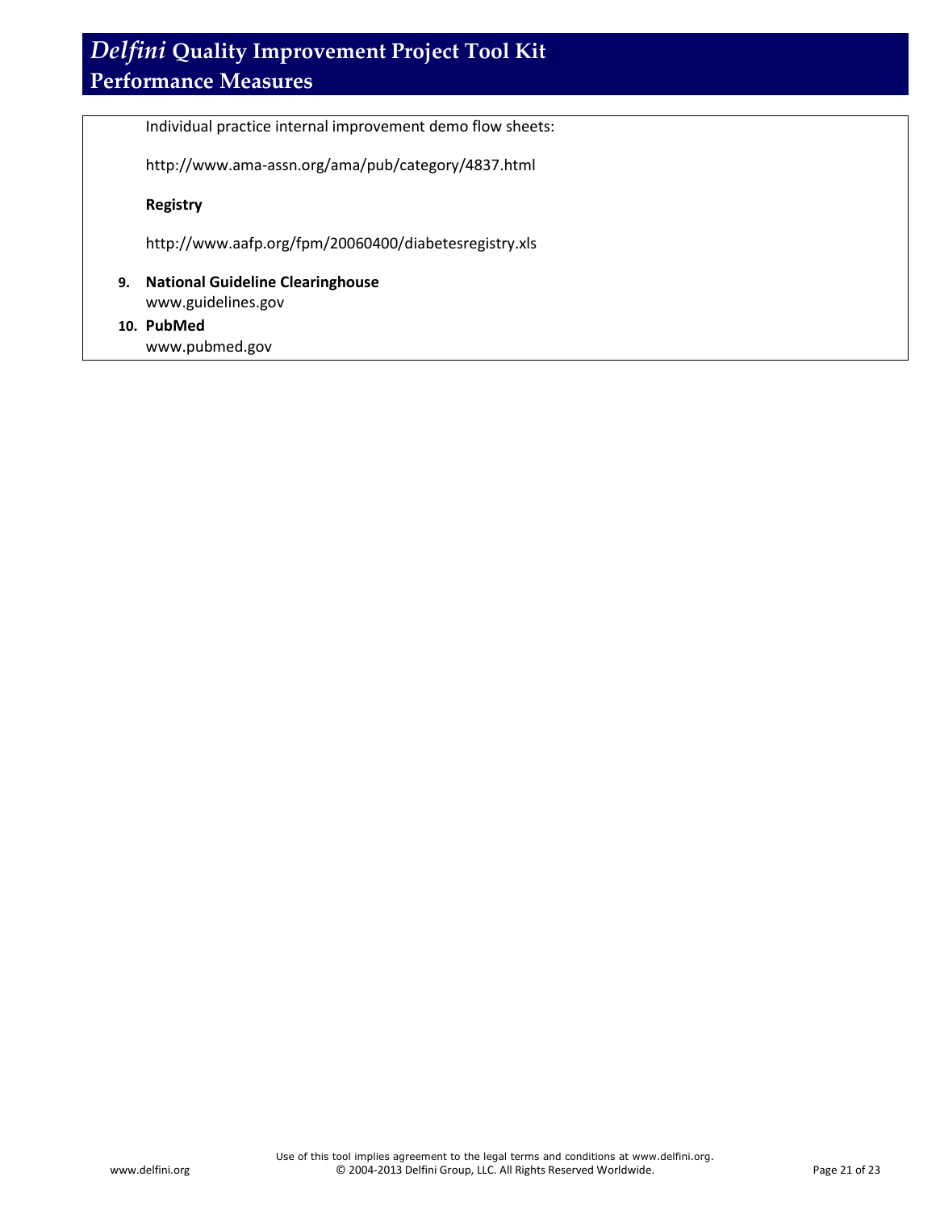Individual practice internal improvement demo flow sheets:

http://www.ama-assn.org/ama/pub/category/4837.html

**Registry**

http://www.aafp.org/fpm/20060400/diabetesregistry.xls

9. **National Guideline Clearinghouse**
   www.guidelines.gov
10. **PubMed**
    www.pubmed.gov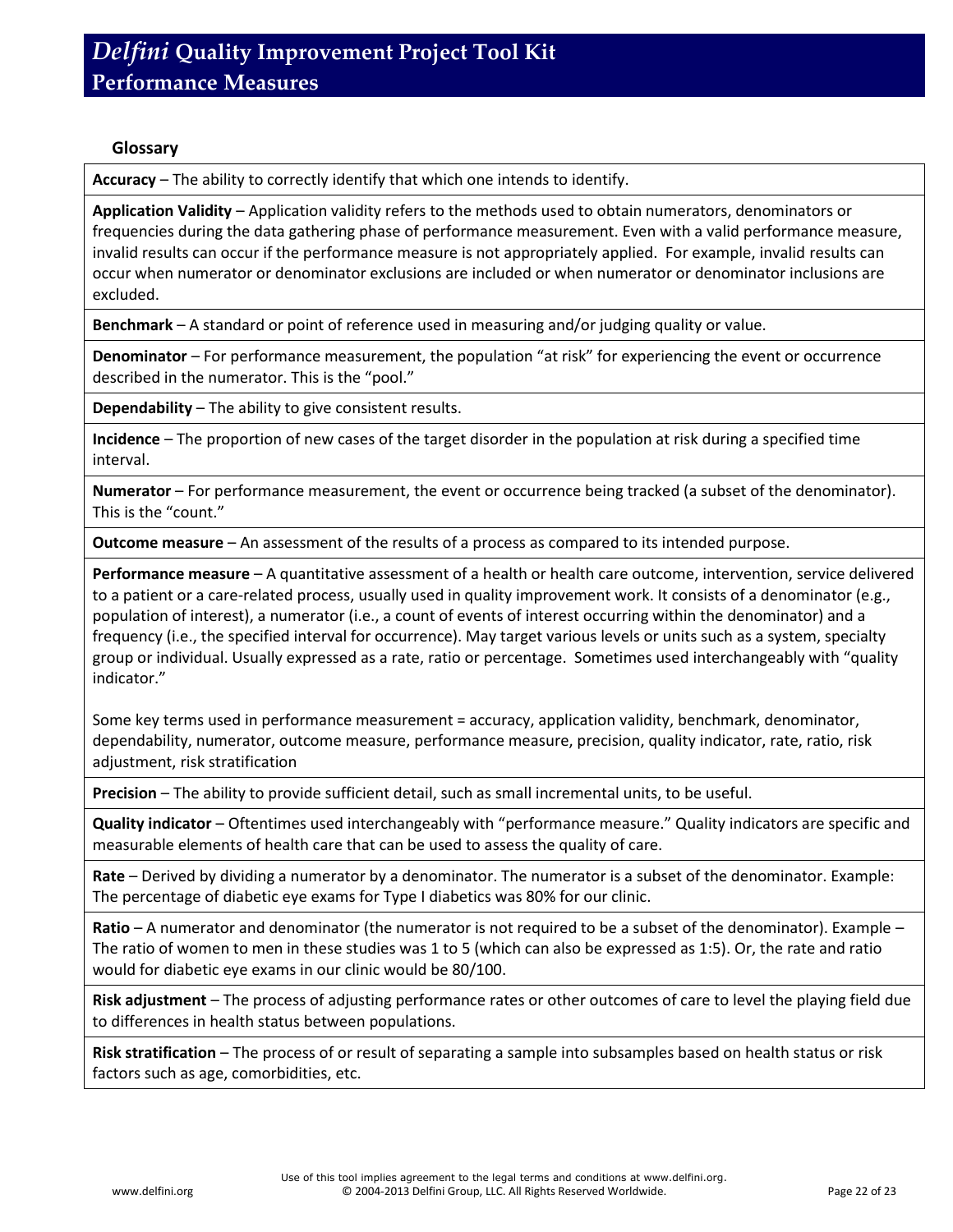# *Delfini* Quality Improvement Project Tool Kit
## Performance Measures

### Glossary

**Accuracy** – The ability to correctly identify that which one intends to identify.

**Application Validity** – Application validity refers to the methods used to obtain numerators, denominators or frequencies during the data gathering phase of performance measurement. Even with a valid performance measure, invalid results can occur if the performance measure is not appropriately applied. For example, invalid results can occur when numerator or denominator exclusions are included or when numerator or denominator inclusions are excluded.

**Benchmark** – A standard or point of reference used in measuring and/or judging quality or value.

**Denominator** – For performance measurement, the population "at risk" for experiencing the event or occurrence described in the numerator. This is the "pool."

**Dependability** – The ability to give consistent results.

**Incidence** – The proportion of new cases of the target disorder in the population at risk during a specified time interval.

**Numerator** – For performance measurement, the event or occurrence being tracked (a subset of the denominator). This is the "count."

**Outcome measure** – An assessment of the results of a process as compared to its intended purpose.

**Performance measure** – A quantitative assessment of a health or health care outcome, intervention, service delivered to a patient or a care-related process, usually used in quality improvement work. It consists of a denominator (e.g., population of interest), a numerator (i.e., a count of events of interest occurring within the denominator) and a frequency (i.e., the specified interval for occurrence). May target various levels or units such as a system, specialty group or individual. Usually expressed as a rate, ratio or percentage. Sometimes used interchangeably with "quality indicator."

Some key terms used in performance measurement = accuracy, application validity, benchmark, denominator, dependability, numerator, outcome measure, performance measure, precision, quality indicator, rate, ratio, risk adjustment, risk stratification

**Precision** – The ability to provide sufficient detail, such as small incremental units, to be useful.

**Quality indicator** – Oftentimes used interchangeably with "performance measure." Quality indicators are specific and measurable elements of health care that can be used to assess the quality of care.

**Rate** – Derived by dividing a numerator by a denominator. The numerator is a subset of the denominator. Example: The percentage of diabetic eye exams for Type I diabetics was 80% for our clinic.

**Ratio** – A numerator and denominator (the numerator is not required to be a subset of the denominator). Example – The ratio of women to men in these studies was 1 to 5 (which can also be expressed as 1:5). Or, the rate and ratio would for diabetic eye exams in our clinic would be 80/100.

**Risk adjustment** – The process of adjusting performance rates or other outcomes of care to level the playing field due to differences in health status between populations.

**Risk stratification** – The process of or result of separating a sample into subsamples based on health status or risk factors such as age, comorbidities, etc.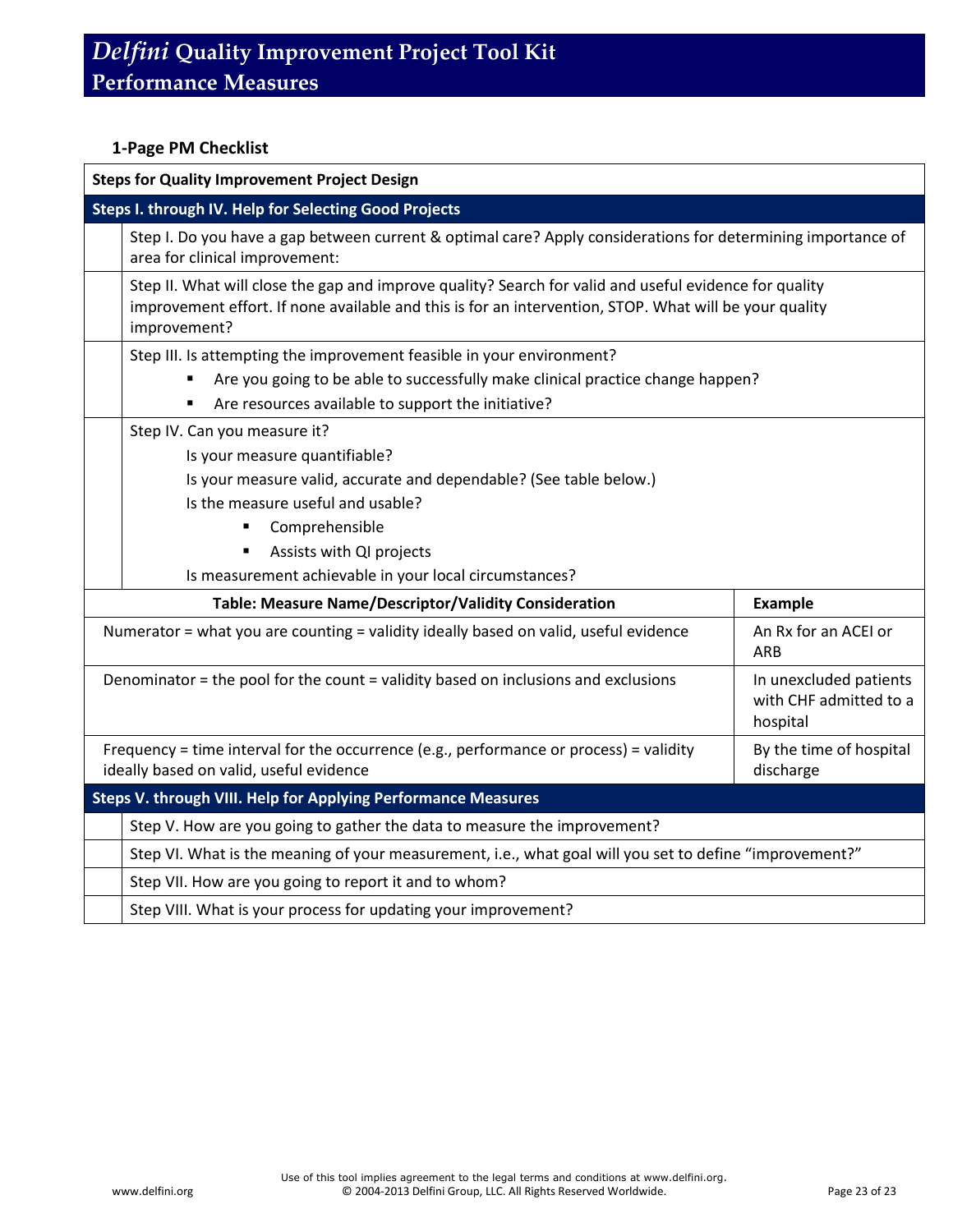# *Delfini* Quality Improvement Project Tool Kit
## Performance Measures

### 1-Page PM Checklist

| **Steps for Quality Improvement Project Design** | |
|---|---|
| **Steps I. through IV. Help for Selecting Good Projects** | |
| | Step I. Do you have a gap between current & optimal care? Apply considerations for determining importance of area for clinical improvement: |
| | Step II. What will close the gap and improve quality? Search for valid and useful evidence for quality improvement effort. If none available and this is for an intervention, STOP. What will be your quality improvement? |
| | Step III. Is attempting the improvement feasible in your environment?<br>▪ Are you going to be able to successfully make clinical practice change happen?<br>▪ Are resources available to support the initiative? |
| | Step IV. Can you measure it?<br>Is your measure quantifiable?<br>Is your measure valid, accurate and dependable? (See table below.)<br>Is the measure useful and usable?<br>▪ Comprehensible<br>▪ Assists with QI projects<br>Is measurement achievable in your local circumstances? |

| **Table: Measure Name/Descriptor/Validity Consideration** | **Example** |
|---|---|
| Numerator = what you are counting = validity ideally based on valid, useful evidence | An Rx for an ACEI or ARB |
| Denominator = the pool for the count = validity based on inclusions and exclusions | In unexcluded patients with CHF admitted to a hospital |
| Frequency = time interval for the occurrence (e.g., performance or process) = validity ideally based on valid, useful evidence | By the time of hospital discharge |

| **Steps V. through VIII. Help for Applying Performance Measures** | |
|---|---|
| | Step V. How are you going to gather the data to measure the improvement? |
| | Step VI. What is the meaning of your measurement, i.e., what goal will you set to define "improvement?" |
| | Step VII. How are you going to report it and to whom? |
| | Step VIII. What is your process for updating your improvement? |

Use of this tool implies agreement to the legal terms and conditions at www.delfini.org.
© 2004-2013 Delfini Group, LLC. All Rights Reserved Worldwide.